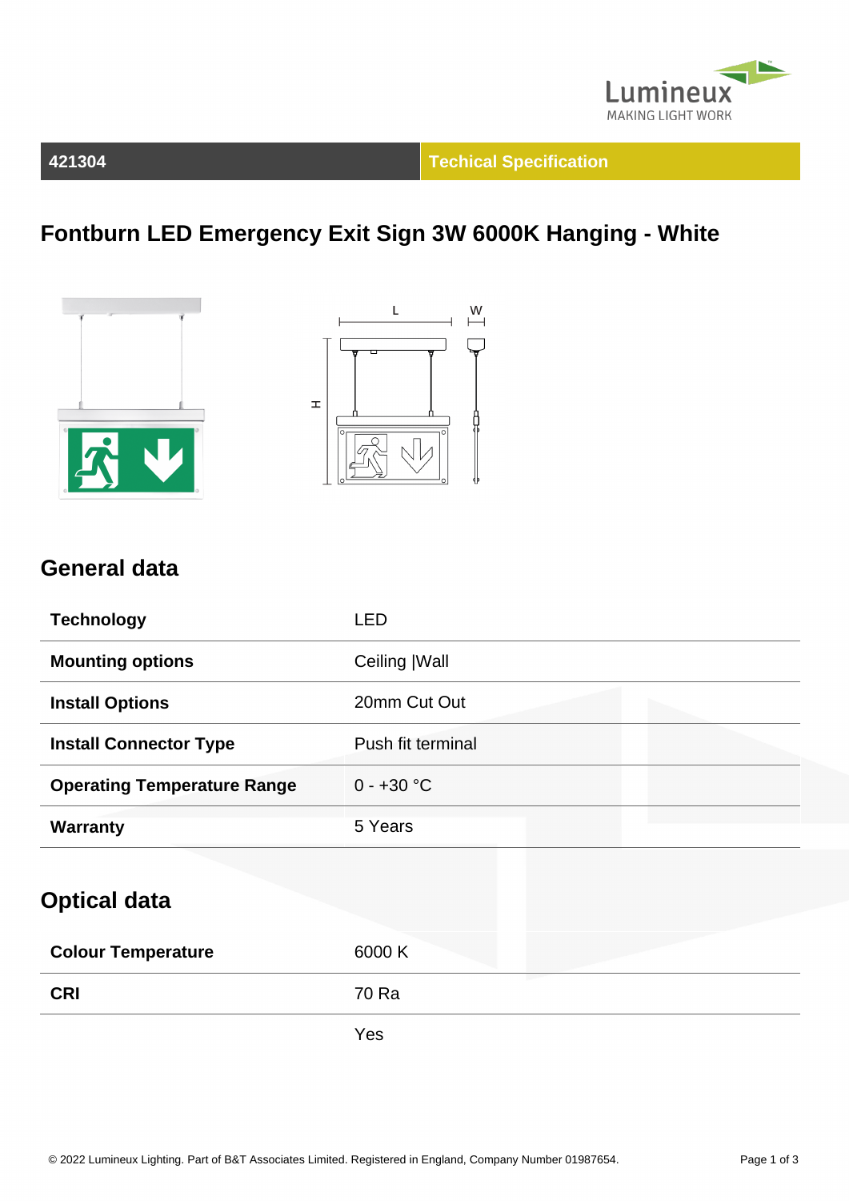421304 | Techical Specification

# Fontburn LED Emergency Exit Sign 3W 6000K Hanging - White

## General data

| | |
|---|---|
| **Technology** | LED |
| **Mounting options** | Ceiling \|Wall |
| **Install Options** | 20mm Cut Out |
| **Install Connector Type** | Push fit terminal |
| **Operating Temperature Range** | 0 - +30 °C |
| **Warranty** | 5 Years |

## Optical data

| | |
|---|---|
| **Colour Temperature** | 6000 K |
| **CRI** | 70 Ra |
| | Yes |

© 2022 Lumineux Lighting. Part of B&T Associates Limited. Registered in England, Company Number 01987654.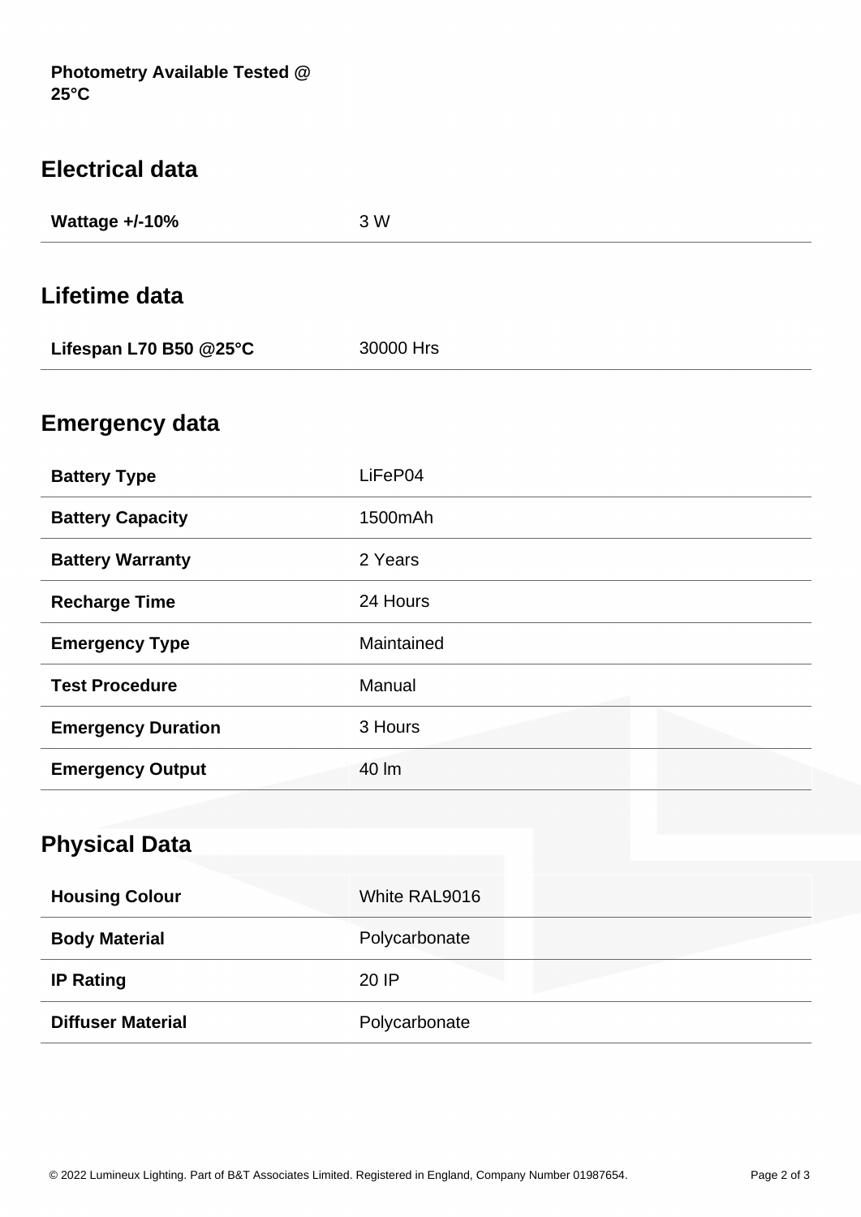**Photometry Available Tested @ 25°C**

## Electrical data

| | |
|---|---|
| **Wattage +/-10%** | 3 W |

## Lifetime data

| | |
|---|---|
| **Lifespan L70 B50 @25°C** | 30000 Hrs |

## Emergency data

| | |
|---|---|
| **Battery Type** | LiFeP04 |
| **Battery Capacity** | 1500mAh |
| **Battery Warranty** | 2 Years |
| **Recharge Time** | 24 Hours |
| **Emergency Type** | Maintained |
| **Test Procedure** | Manual |
| **Emergency Duration** | 3 Hours |
| **Emergency Output** | 40 lm |

## Physical Data

| | |
|---|---|
| **Housing Colour** | White RAL9016 |
| **Body Material** | Polycarbonate |
| **IP Rating** | 20 IP |
| **Diffuser Material** | Polycarbonate |

© 2022 Lumineux Lighting. Part of B&T Associates Limited. Registered in England, Company Number 01987654.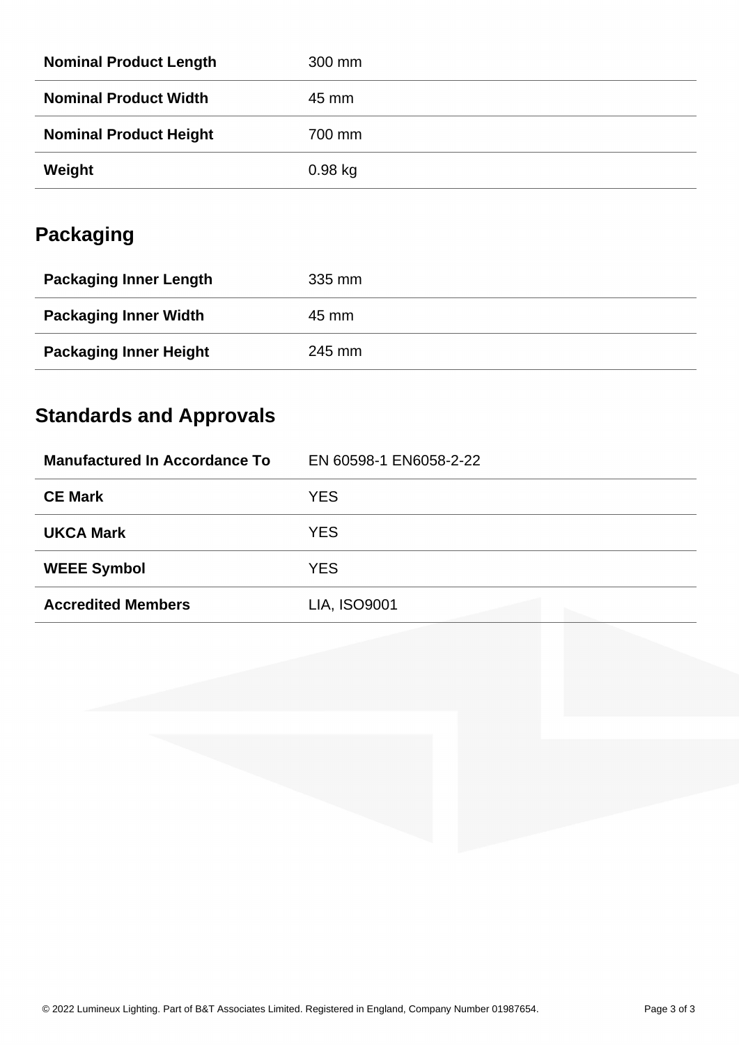| | |
|---|---|
| **Nominal Product Length** | 300 mm |
| **Nominal Product Width** | 45 mm |
| **Nominal Product Height** | 700 mm |
| **Weight** | 0.98 kg |

## Packaging

| | |
|---|---|
| **Packaging Inner Length** | 335 mm |
| **Packaging Inner Width** | 45 mm |
| **Packaging Inner Height** | 245 mm |

## Standards and Approvals

| | |
|---|---|
| **Manufactured In Accordance To** | EN 60598-1 EN6058-2-22 |
| **CE Mark** | YES |
| **UKCA Mark** | YES |
| **WEEE Symbol** | YES |
| **Accredited Members** | LIA, ISO9001 |

© 2022 Lumineux Lighting. Part of B&T Associates Limited. Registered in England, Company Number 01987654.